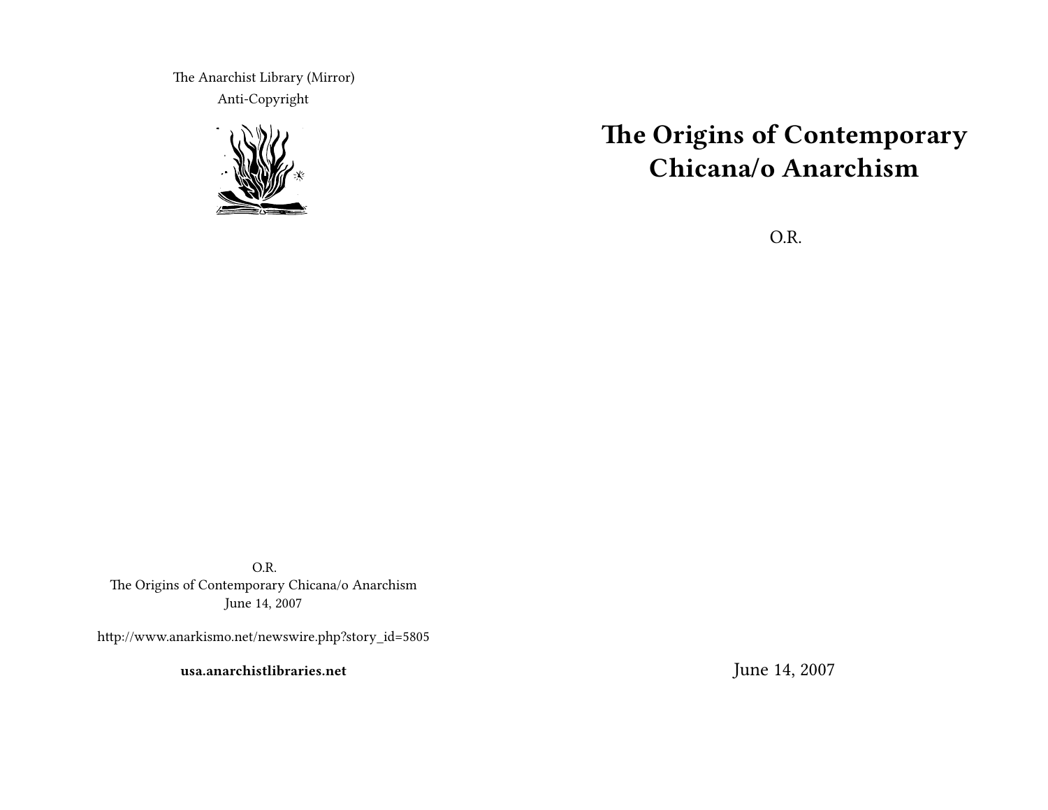# The Origins of Contemporary Chicana/o Anarchism

O.R.

June 14, 2007

The Anarchist Library (Mirror)
Anti-Copyright

O.R.
The Origins of Contemporary Chicana/o Anarchism
June 14, 2007

http://www.anarkismo.net/newswire.php?story_id=5805

**usa.anarchistlibraries.net**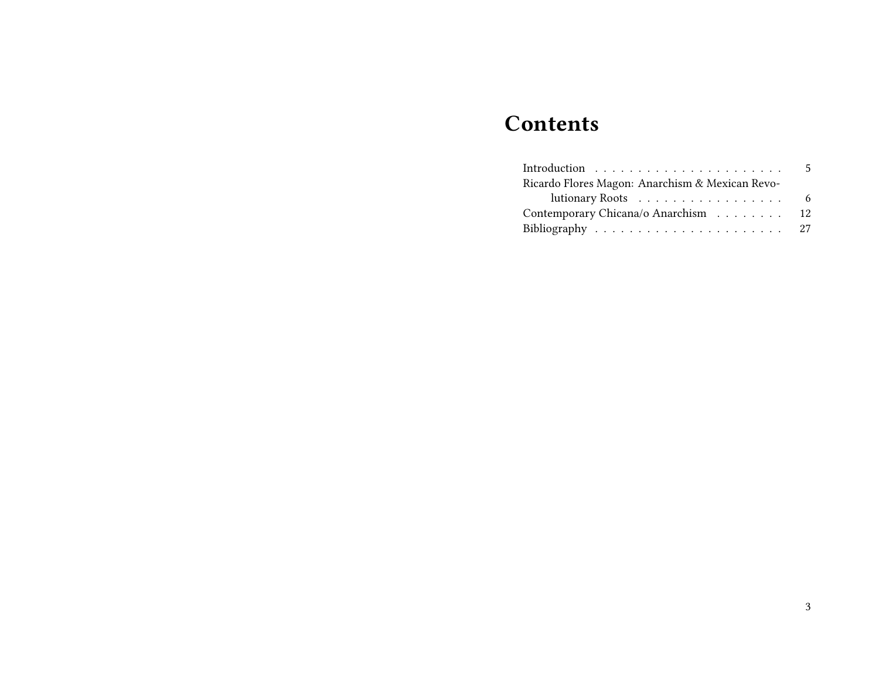# Contents

- Introduction . . . . . . . . . . . . . . . . . . . . . . 5
- Ricardo Flores Magon: Anarchism & Mexican Revolutionary Roots . . . . . . . . . . . . . . . . . 6
- Contemporary Chicana/o Anarchism . . . . . . . . 12
- Bibliography . . . . . . . . . . . . . . . . . . . . . 27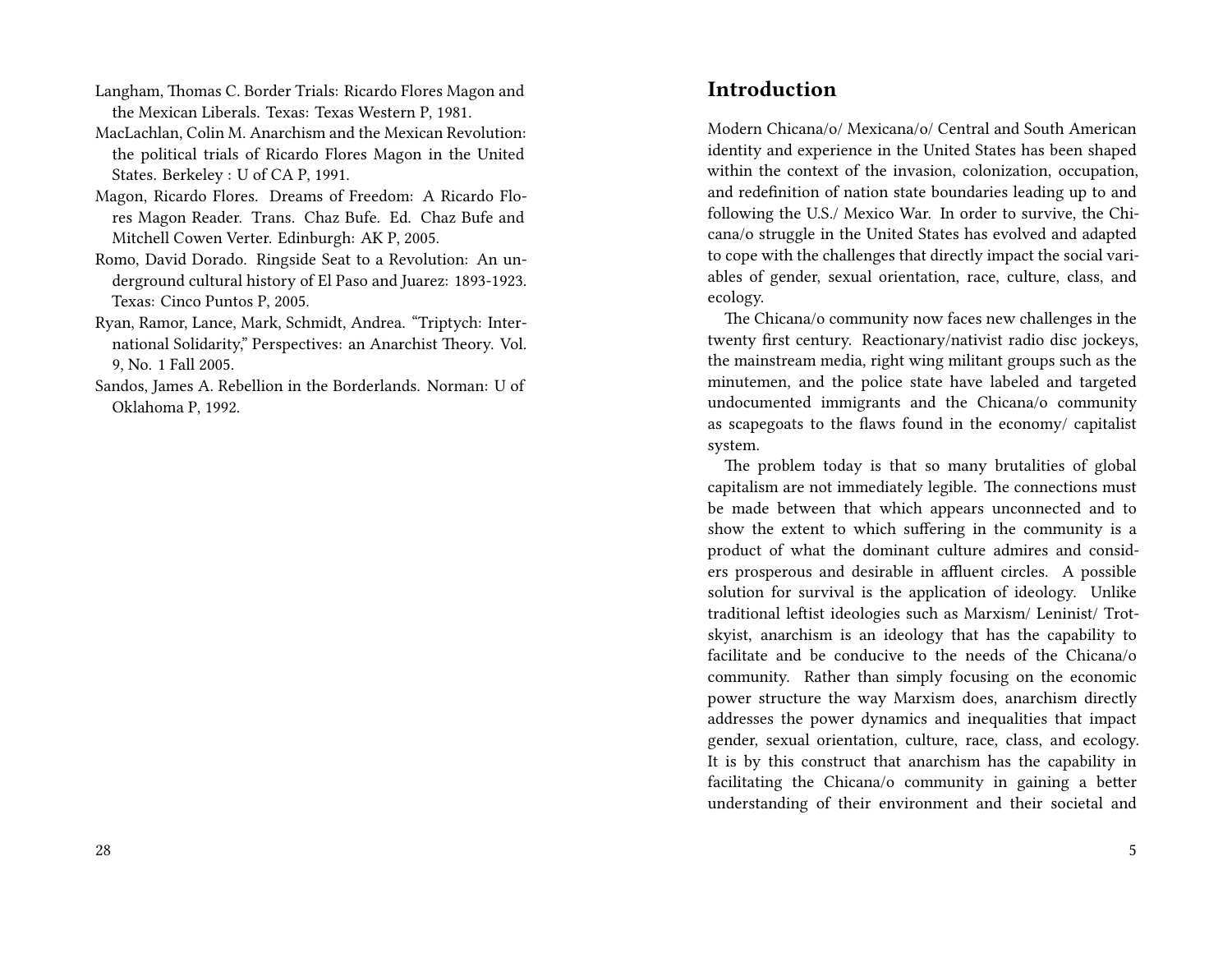Langham, Thomas C. Border Trials: Ricardo Flores Magon and the Mexican Liberals. Texas: Texas Western P, 1981.

MacLachlan, Colin M. Anarchism and the Mexican Revolution: the political trials of Ricardo Flores Magon in the United States. Berkeley : U of CA P, 1991.

Magon, Ricardo Flores. Dreams of Freedom: A Ricardo Flores Magon Reader. Trans. Chaz Bufe. Ed. Chaz Bufe and Mitchell Cowen Verter. Edinburgh: AK P, 2005.

Romo, David Dorado. Ringside Seat to a Revolution: An underground cultural history of El Paso and Juarez: 1893-1923. Texas: Cinco Puntos P, 2005.

Ryan, Ramor, Lance, Mark, Schmidt, Andrea. "Triptych: International Solidarity," Perspectives: an Anarchist Theory. Vol. 9, No. 1 Fall 2005.

Sandos, James A. Rebellion in the Borderlands. Norman: U of Oklahoma P, 1992.

## Introduction

Modern Chicana/o/ Mexicana/o/ Central and South American identity and experience in the United States has been shaped within the context of the invasion, colonization, occupation, and redefinition of nation state boundaries leading up to and following the U.S./ Mexico War. In order to survive, the Chicana/o struggle in the United States has evolved and adapted to cope with the challenges that directly impact the social variables of gender, sexual orientation, race, culture, class, and ecology.

The Chicana/o community now faces new challenges in the twenty first century. Reactionary/nativist radio disc jockeys, the mainstream media, right wing militant groups such as the minutemen, and the police state have labeled and targeted undocumented immigrants and the Chicana/o community as scapegoats to the flaws found in the economy/ capitalist system.

The problem today is that so many brutalities of global capitalism are not immediately legible. The connections must be made between that which appears unconnected and to show the extent to which suffering in the community is a product of what the dominant culture admires and considers prosperous and desirable in affluent circles. A possible solution for survival is the application of ideology. Unlike traditional leftist ideologies such as Marxism/ Leninist/ Trotskyist, anarchism is an ideology that has the capability to facilitate and be conducive to the needs of the Chicana/o community. Rather than simply focusing on the economic power structure the way Marxism does, anarchism directly addresses the power dynamics and inequalities that impact gender, sexual orientation, culture, race, class, and ecology. It is by this construct that anarchism has the capability in facilitating the Chicana/o community in gaining a better understanding of their environment and their societal and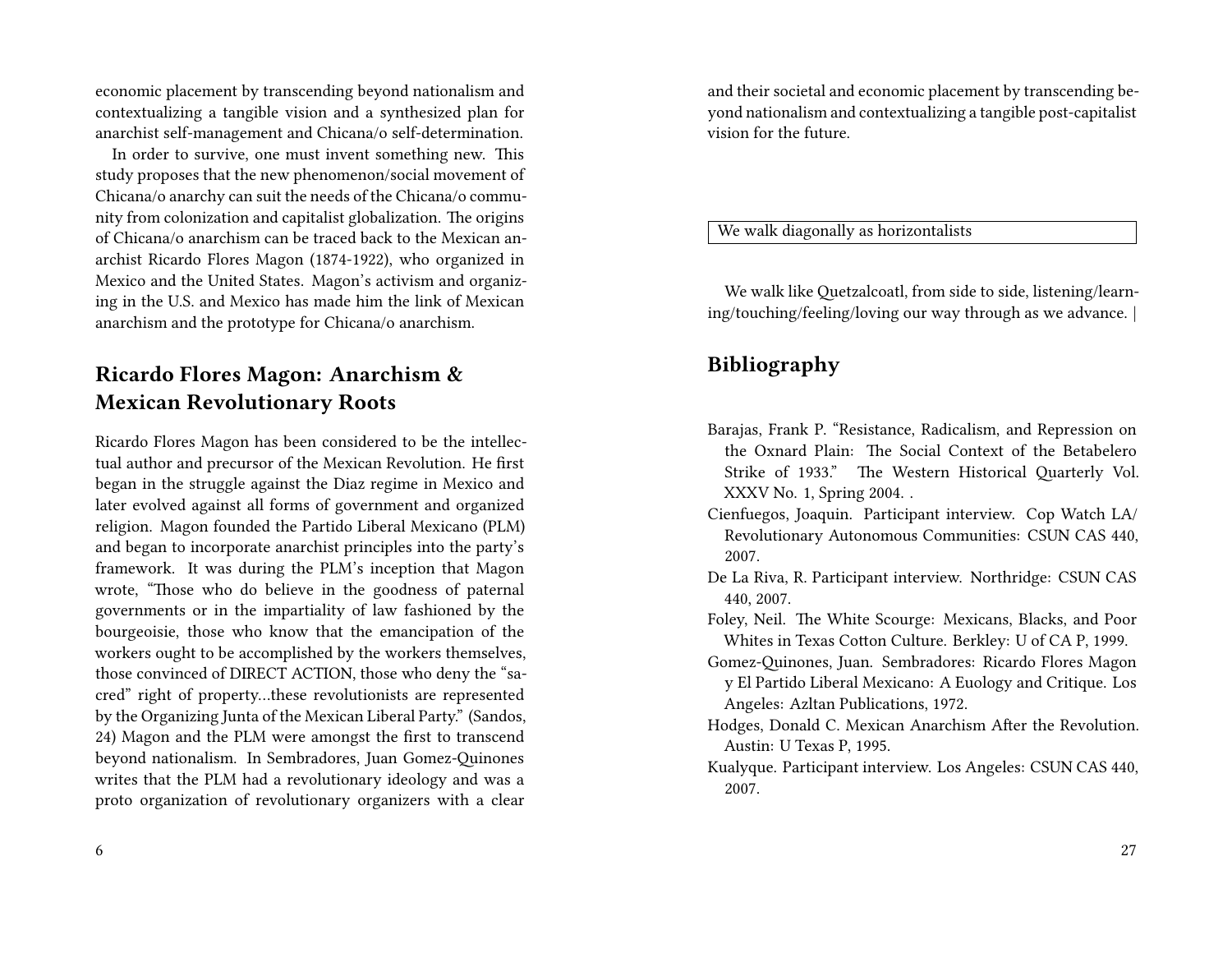economic placement by transcending beyond nationalism and contextualizing a tangible vision and a synthesized plan for anarchist self-management and Chicana/o self-determination.

In order to survive, one must invent something new. This study proposes that the new phenomenon/social movement of Chicana/o anarchy can suit the needs of the Chicana/o community from colonization and capitalist globalization. The origins of Chicana/o anarchism can be traced back to the Mexican anarchist Ricardo Flores Magon (1874-1922), who organized in Mexico and the United States. Magon's activism and organizing in the U.S. and Mexico has made him the link of Mexican anarchism and the prototype for Chicana/o anarchism.

## Ricardo Flores Magon: Anarchism & Mexican Revolutionary Roots

Ricardo Flores Magon has been considered to be the intellectual author and precursor of the Mexican Revolution. He first began in the struggle against the Diaz regime in Mexico and later evolved against all forms of government and organized religion. Magon founded the Partido Liberal Mexicano (PLM) and began to incorporate anarchist principles into the party's framework. It was during the PLM's inception that Magon wrote, "Those who do believe in the goodness of paternal governments or in the impartiality of law fashioned by the bourgeoisie, those who know that the emancipation of the workers ought to be accomplished by the workers themselves, those convinced of DIRECT ACTION, those who deny the "sacred" right of property…these revolutionists are represented by the Organizing Junta of the Mexican Liberal Party." (Sandos, 24) Magon and the PLM were amongst the first to transcend beyond nationalism. In Sembradores, Juan Gomez-Quinones writes that the PLM had a revolutionary ideology and was a proto organization of revolutionary organizers with a clear

and their societal and economic placement by transcending beyond nationalism and contextualizing a tangible post-capitalist vision for the future.

| We walk diagonally as horizontalists |
|---|

We walk like Quetzalcoatl, from side to side, listening/learning/touching/feeling/loving our way through as we advance. |

## Bibliography

Barajas, Frank P. "Resistance, Radicalism, and Repression on the Oxnard Plain: The Social Context of the Betabelero Strike of 1933." The Western Historical Quarterly Vol. XXXV No. 1, Spring 2004. .

Cienfuegos, Joaquin. Participant interview. Cop Watch LA/ Revolutionary Autonomous Communities: CSUN CAS 440, 2007.

De La Riva, R. Participant interview. Northridge: CSUN CAS 440, 2007.

Foley, Neil. The White Scourge: Mexicans, Blacks, and Poor Whites in Texas Cotton Culture. Berkley: U of CA P, 1999.

Gomez-Quinones, Juan. Sembradores: Ricardo Flores Magon y El Partido Liberal Mexicano: A Euology and Critique. Los Angeles: Azltan Publications, 1972.

Hodges, Donald C. Mexican Anarchism After the Revolution. Austin: U Texas P, 1995.

Kualyque. Participant interview. Los Angeles: CSUN CAS 440, 2007.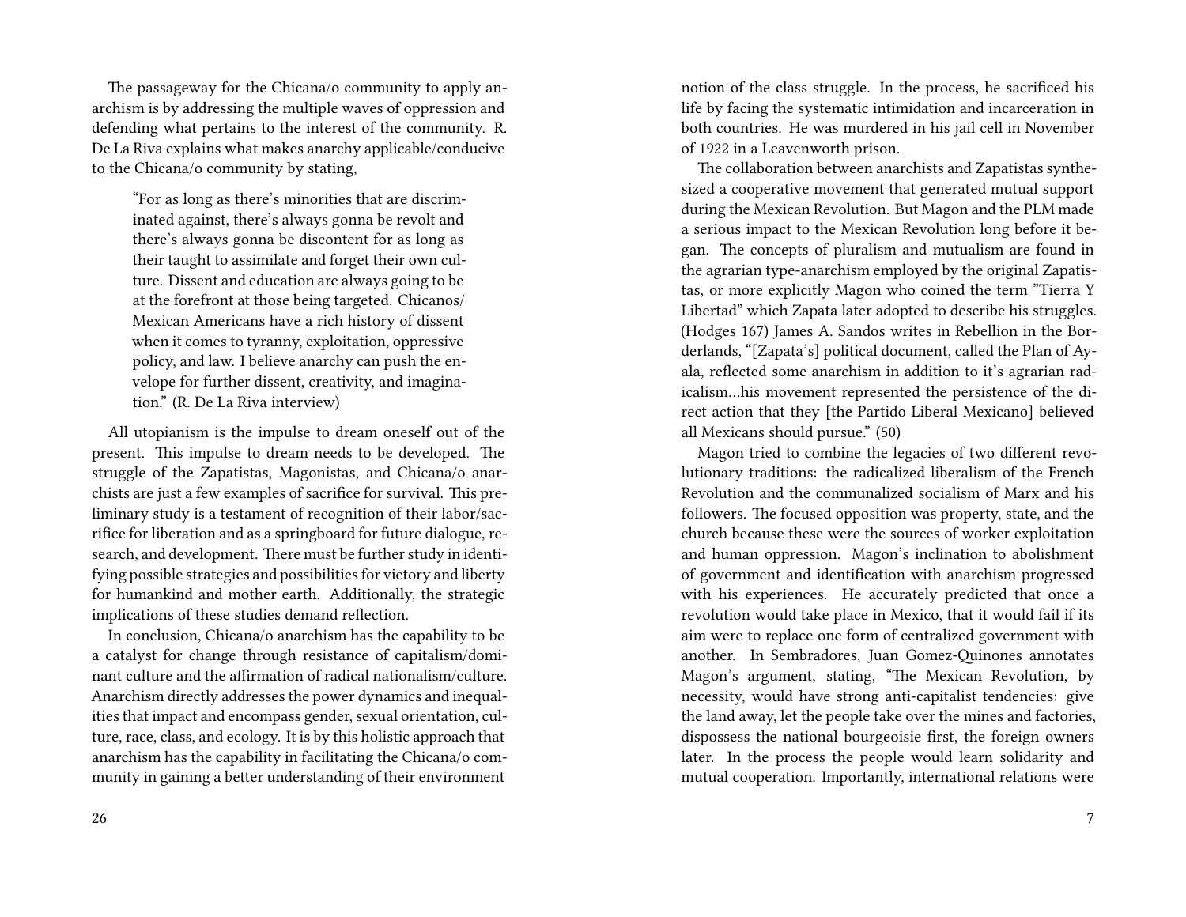The passageway for the Chicana/o community to apply anarchism is by addressing the multiple waves of oppression and defending what pertains to the interest of the community. R. De La Riva explains what makes anarchy applicable/conducive to the Chicana/o community by stating,

> "For as long as there's minorities that are discriminated against, there's always gonna be revolt and there's always gonna be discontent for as long as their taught to assimilate and forget their own culture. Dissent and education are always going to be at the forefront at those being targeted. Chicanos/ Mexican Americans have a rich history of dissent when it comes to tyranny, exploitation, oppressive policy, and law. I believe anarchy can push the envelope for further dissent, creativity, and imagination." (R. De La Riva interview)

All utopianism is the impulse to dream oneself out of the present. This impulse to dream needs to be developed. The struggle of the Zapatistas, Magonistas, and Chicana/o anarchists are just a few examples of sacrifice for survival. This preliminary study is a testament of recognition of their labor/sacrifice for liberation and as a springboard for future dialogue, research, and development. There must be further study in identifying possible strategies and possibilities for victory and liberty for humankind and mother earth. Additionally, the strategic implications of these studies demand reflection.

In conclusion, Chicana/o anarchism has the capability to be a catalyst for change through resistance of capitalism/dominant culture and the affirmation of radical nationalism/culture. Anarchism directly addresses the power dynamics and inequalities that impact and encompass gender, sexual orientation, culture, race, class, and ecology. It is by this holistic approach that anarchism has the capability in facilitating the Chicana/o community in gaining a better understanding of their environment

notion of the class struggle. In the process, he sacrificed his life by facing the systematic intimidation and incarceration in both countries. He was murdered in his jail cell in November of 1922 in a Leavenworth prison.

The collaboration between anarchists and Zapatistas synthesized a cooperative movement that generated mutual support during the Mexican Revolution. But Magon and the PLM made a serious impact to the Mexican Revolution long before it began. The concepts of pluralism and mutualism are found in the agrarian type-anarchism employed by the original Zapatistas, or more explicitly Magon who coined the term "Tierra Y Libertad" which Zapata later adopted to describe his struggles. (Hodges 167) James A. Sandos writes in Rebellion in the Borderlands, "[Zapata's] political document, called the Plan of Ayala, reflected some anarchism in addition to it's agrarian radicalism…his movement represented the persistence of the direct action that they [the Partido Liberal Mexicano] believed all Mexicans should pursue." (50)

Magon tried to combine the legacies of two different revolutionary traditions: the radicalized liberalism of the French Revolution and the communalized socialism of Marx and his followers. The focused opposition was property, state, and the church because these were the sources of worker exploitation and human oppression. Magon's inclination to abolishment of government and identification with anarchism progressed with his experiences. He accurately predicted that once a revolution would take place in Mexico, that it would fail if its aim were to replace one form of centralized government with another. In Sembradores, Juan Gomez-Quinones annotates Magon's argument, stating, "The Mexican Revolution, by necessity, would have strong anti-capitalist tendencies: give the land away, let the people take over the mines and factories, dispossess the national bourgeoisie first, the foreign owners later. In the process the people would learn solidarity and mutual cooperation. Importantly, international relations were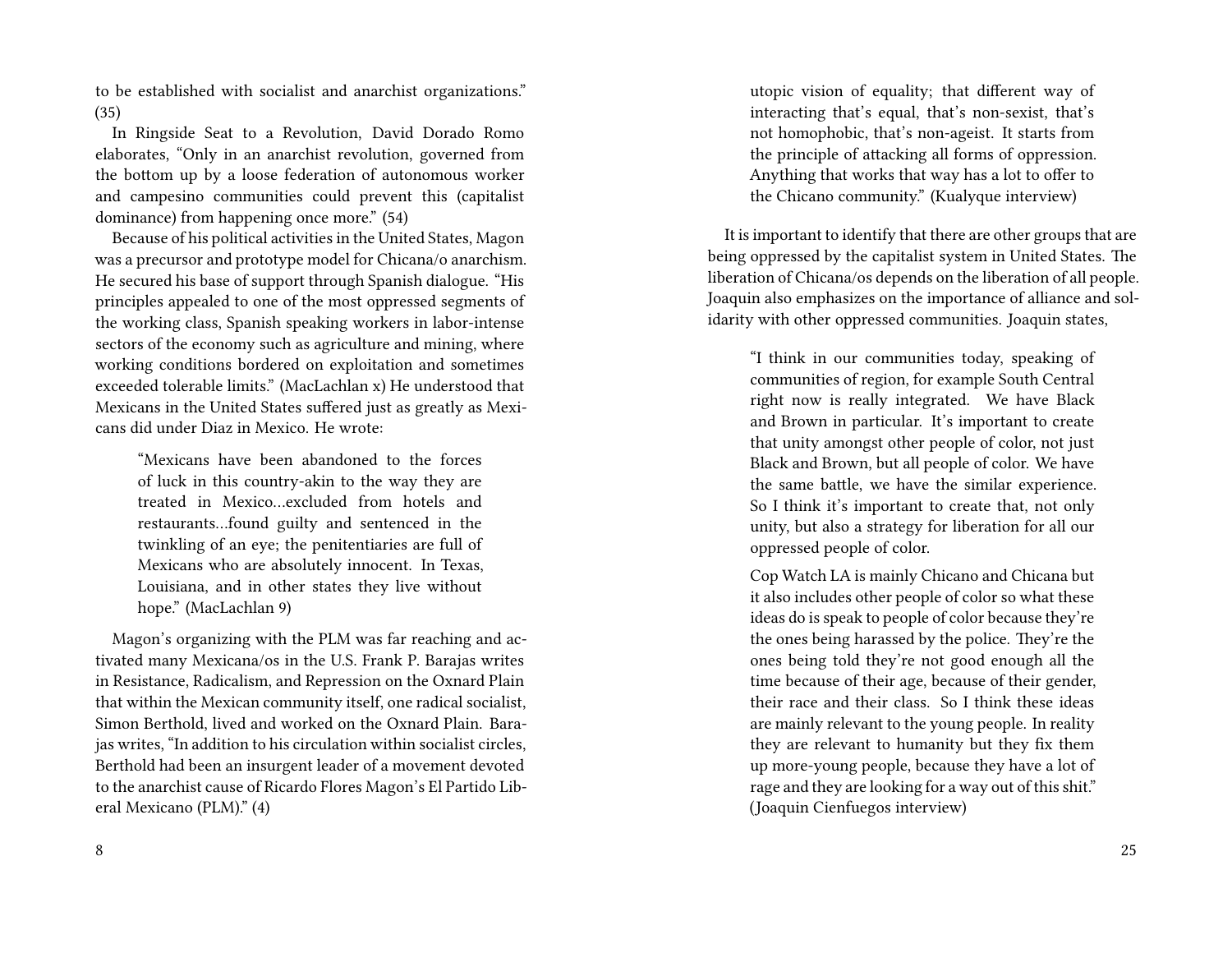to be established with socialist and anarchist organizations." (35)

In Ringside Seat to a Revolution, David Dorado Romo elaborates, "Only in an anarchist revolution, governed from the bottom up by a loose federation of autonomous worker and campesino communities could prevent this (capitalist dominance) from happening once more." (54)

Because of his political activities in the United States, Magon was a precursor and prototype model for Chicana/o anarchism. He secured his base of support through Spanish dialogue. "His principles appealed to one of the most oppressed segments of the working class, Spanish speaking workers in labor-intense sectors of the economy such as agriculture and mining, where working conditions bordered on exploitation and sometimes exceeded tolerable limits." (MacLachlan x) He understood that Mexicans in the United States suffered just as greatly as Mexicans did under Diaz in Mexico. He wrote:

> "Mexicans have been abandoned to the forces of luck in this country-akin to the way they are treated in Mexico…excluded from hotels and restaurants…found guilty and sentenced in the twinkling of an eye; the penitentiaries are full of Mexicans who are absolutely innocent. In Texas, Louisiana, and in other states they live without hope." (MacLachlan 9)

Magon's organizing with the PLM was far reaching and activated many Mexicana/os in the U.S. Frank P. Barajas writes in Resistance, Radicalism, and Repression on the Oxnard Plain that within the Mexican community itself, one radical socialist, Simon Berthold, lived and worked on the Oxnard Plain. Barajas writes, "In addition to his circulation within socialist circles, Berthold had been an insurgent leader of a movement devoted to the anarchist cause of Ricardo Flores Magon's El Partido Liberal Mexicano (PLM)." (4)

> utopic vision of equality; that different way of interacting that's equal, that's non-sexist, that's not homophobic, that's non-ageist. It starts from the principle of attacking all forms of oppression. Anything that works that way has a lot to offer to the Chicano community." (Kualyque interview)

It is important to identify that there are other groups that are being oppressed by the capitalist system in United States. The liberation of Chicana/os depends on the liberation of all people. Joaquin also emphasizes on the importance of alliance and solidarity with other oppressed communities. Joaquin states,

> "I think in our communities today, speaking of communities of region, for example South Central right now is really integrated. We have Black and Brown in particular. It's important to create that unity amongst other people of color, not just Black and Brown, but all people of color. We have the same battle, we have the similar experience. So I think it's important to create that, not only unity, but also a strategy for liberation for all our oppressed people of color.
>
> Cop Watch LA is mainly Chicano and Chicana but it also includes other people of color so what these ideas do is speak to people of color because they're the ones being harassed by the police. They're the ones being told they're not good enough all the time because of their age, because of their gender, their race and their class. So I think these ideas are mainly relevant to the young people. In reality they are relevant to humanity but they fix them up more-young people, because they have a lot of rage and they are looking for a way out of this shit." (Joaquin Cienfuegos interview)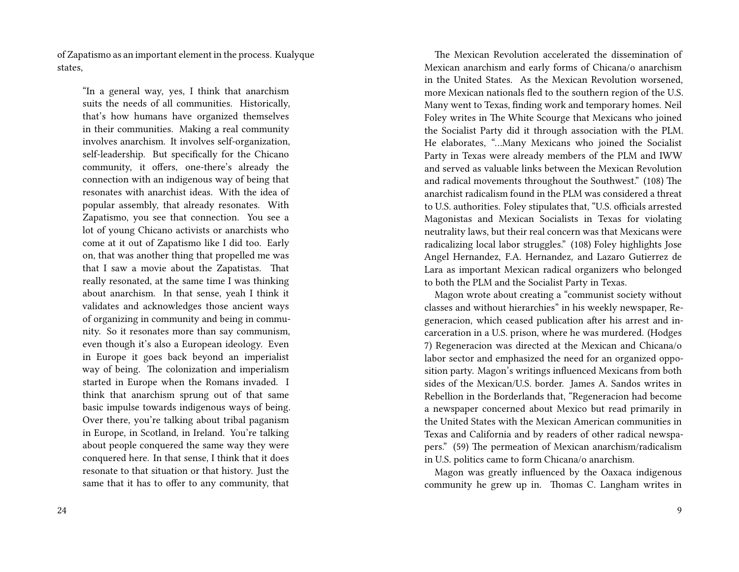of Zapatismo as an important element in the process. Kualyque states,

> "In a general way, yes, I think that anarchism suits the needs of all communities. Historically, that's how humans have organized themselves in their communities. Making a real community involves anarchism. It involves self-organization, self-leadership. But specifically for the Chicano community, it offers, one-there's already the connection with an indigenous way of being that resonates with anarchist ideas. With the idea of popular assembly, that already resonates. With Zapatismo, you see that connection. You see a lot of young Chicano activists or anarchists who come at it out of Zapatismo like I did too. Early on, that was another thing that propelled me was that I saw a movie about the Zapatistas. That really resonated, at the same time I was thinking about anarchism. In that sense, yeah I think it validates and acknowledges those ancient ways of organizing in community and being in community. So it resonates more than say communism, even though it's also a European ideology. Even in Europe it goes back beyond an imperialist way of being. The colonization and imperialism started in Europe when the Romans invaded. I think that anarchism sprung out of that same basic impulse towards indigenous ways of being. Over there, you're talking about tribal paganism in Europe, in Scotland, in Ireland. You're talking about people conquered the same way they were conquered here. In that sense, I think that it does resonate to that situation or that history. Just the same that it has to offer to any community, that

The Mexican Revolution accelerated the dissemination of Mexican anarchism and early forms of Chicana/o anarchism in the United States. As the Mexican Revolution worsened, more Mexican nationals fled to the southern region of the U.S. Many went to Texas, finding work and temporary homes. Neil Foley writes in The White Scourge that Mexicans who joined the Socialist Party did it through association with the PLM. He elaborates, "…Many Mexicans who joined the Socialist Party in Texas were already members of the PLM and IWW and served as valuable links between the Mexican Revolution and radical movements throughout the Southwest." (108) The anarchist radicalism found in the PLM was considered a threat to U.S. authorities. Foley stipulates that, "U.S. officials arrested Magonistas and Mexican Socialists in Texas for violating neutrality laws, but their real concern was that Mexicans were radicalizing local labor struggles." (108) Foley highlights Jose Angel Hernandez, F.A. Hernandez, and Lazaro Gutierrez de Lara as important Mexican radical organizers who belonged to both the PLM and the Socialist Party in Texas.

Magon wrote about creating a "communist society without classes and without hierarchies" in his weekly newspaper, Regeneracion, which ceased publication after his arrest and incarceration in a U.S. prison, where he was murdered. (Hodges 7) Regeneracion was directed at the Mexican and Chicana/o labor sector and emphasized the need for an organized opposition party. Magon's writings influenced Mexicans from both sides of the Mexican/U.S. border. James A. Sandos writes in Rebellion in the Borderlands that, "Regeneracion had become a newspaper concerned about Mexico but read primarily in the United States with the Mexican American communities in Texas and California and by readers of other radical newspapers." (59) The permeation of Mexican anarchism/radicalism in U.S. politics came to form Chicana/o anarchism.

Magon was greatly influenced by the Oaxaca indigenous community he grew up in. Thomas C. Langham writes in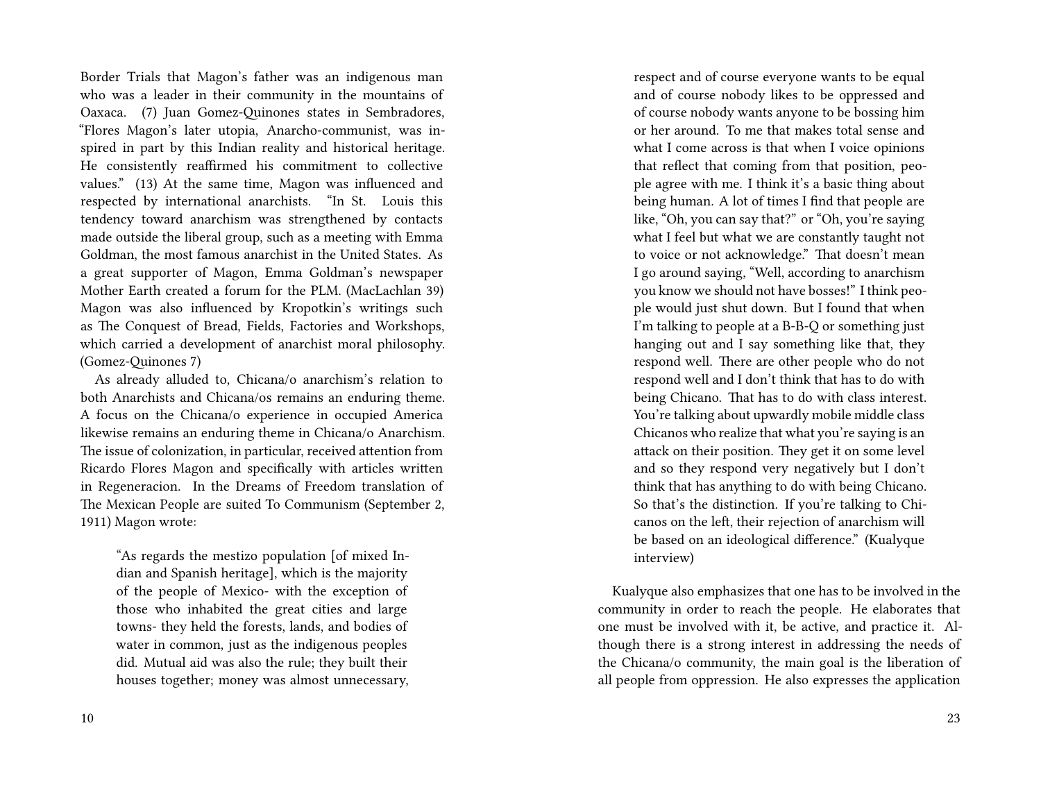Border Trials that Magon's father was an indigenous man who was a leader in their community in the mountains of Oaxaca. (7) Juan Gomez-Quinones states in Sembradores, "Flores Magon's later utopia, Anarcho-communist, was inspired in part by this Indian reality and historical heritage. He consistently reaffirmed his commitment to collective values." (13) At the same time, Magon was influenced and respected by international anarchists. "In St. Louis this tendency toward anarchism was strengthened by contacts made outside the liberal group, such as a meeting with Emma Goldman, the most famous anarchist in the United States. As a great supporter of Magon, Emma Goldman's newspaper Mother Earth created a forum for the PLM. (MacLachlan 39) Magon was also influenced by Kropotkin's writings such as The Conquest of Bread, Fields, Factories and Workshops, which carried a development of anarchist moral philosophy. (Gomez-Quinones 7)

As already alluded to, Chicana/o anarchism's relation to both Anarchists and Chicana/os remains an enduring theme. A focus on the Chicana/o experience in occupied America likewise remains an enduring theme in Chicana/o Anarchism. The issue of colonization, in particular, received attention from Ricardo Flores Magon and specifically with articles written in Regeneracion. In the Dreams of Freedom translation of The Mexican People are suited To Communism (September 2, 1911) Magon wrote:

> "As regards the mestizo population [of mixed Indian and Spanish heritage], which is the majority of the people of Mexico- with the exception of those who inhabited the great cities and large towns- they held the forests, lands, and bodies of water in common, just as the indigenous peoples did. Mutual aid was also the rule; they built their houses together; money was almost unnecessary,

> respect and of course everyone wants to be equal and of course nobody likes to be oppressed and of course nobody wants anyone to be bossing him or her around. To me that makes total sense and what I come across is that when I voice opinions that reflect that coming from that position, people agree with me. I think it's a basic thing about being human. A lot of times I find that people are like, "Oh, you can say that?" or "Oh, you're saying what I feel but what we are constantly taught not to voice or not acknowledge." That doesn't mean I go around saying, "Well, according to anarchism you know we should not have bosses!" I think people would just shut down. But I found that when I'm talking to people at a B-B-Q or something just hanging out and I say something like that, they respond well. There are other people who do not respond well and I don't think that has to do with being Chicano. That has to do with class interest. You're talking about upwardly mobile middle class Chicanos who realize that what you're saying is an attack on their position. They get it on some level and so they respond very negatively but I don't think that has anything to do with being Chicano. So that's the distinction. If you're talking to Chicanos on the left, their rejection of anarchism will be based on an ideological difference." (Kualyque interview)

Kualyque also emphasizes that one has to be involved in the community in order to reach the people. He elaborates that one must be involved with it, be active, and practice it. Although there is a strong interest in addressing the needs of the Chicana/o community, the main goal is the liberation of all people from oppression. He also expresses the application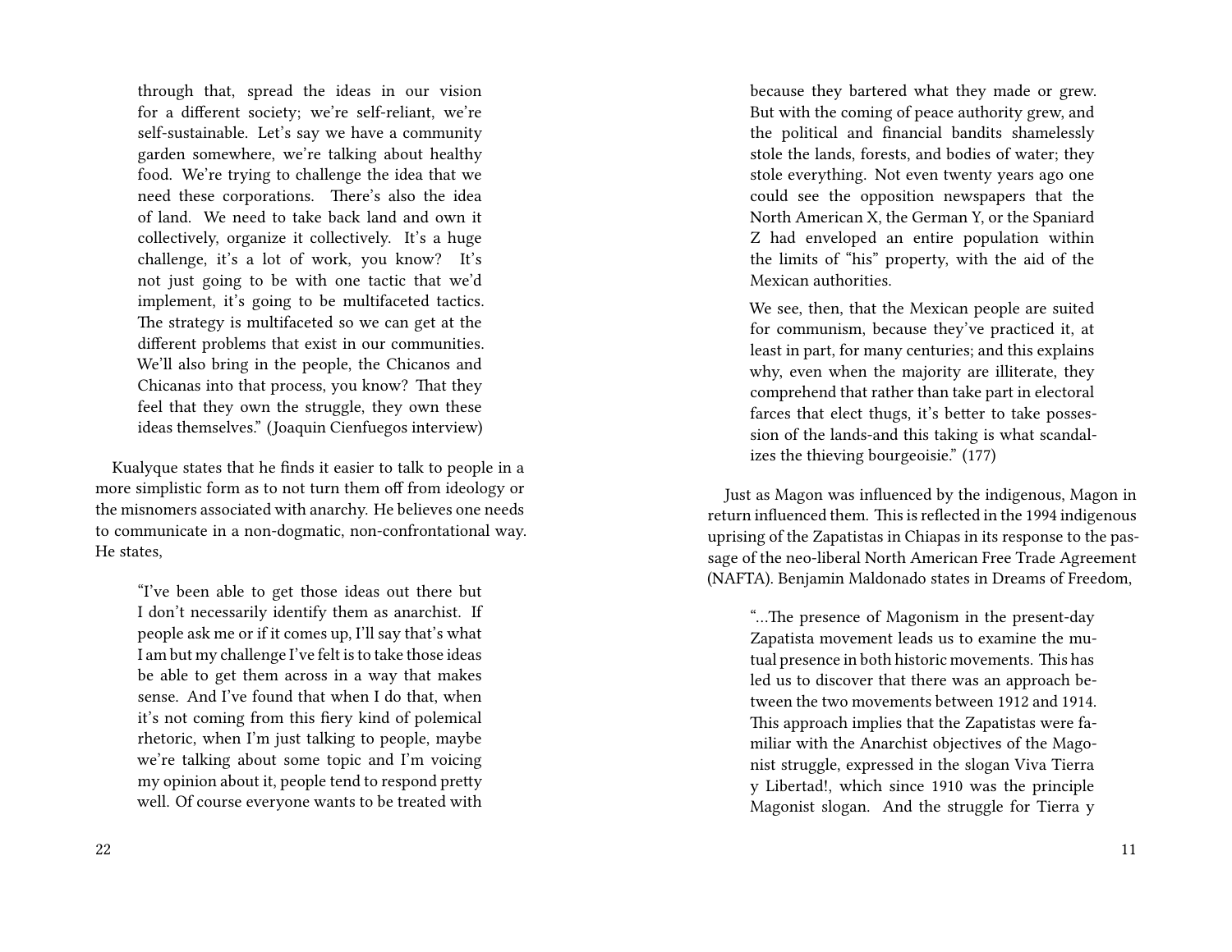> through that, spread the ideas in our vision for a different society; we're self-reliant, we're self-sustainable. Let's say we have a community garden somewhere, we're talking about healthy food. We're trying to challenge the idea that we need these corporations. There's also the idea of land. We need to take back land and own it collectively, organize it collectively. It's a huge challenge, it's a lot of work, you know? It's not just going to be with one tactic that we'd implement, it's going to be multifaceted tactics. The strategy is multifaceted so we can get at the different problems that exist in our communities. We'll also bring in the people, the Chicanos and Chicanas into that process, you know? That they feel that they own the struggle, they own these ideas themselves." (Joaquin Cienfuegos interview)

Kualyque states that he finds it easier to talk to people in a more simplistic form as to not turn them off from ideology or the misnomers associated with anarchy. He believes one needs to communicate in a non-dogmatic, non-confrontational way. He states,

> "I've been able to get those ideas out there but I don't necessarily identify them as anarchist. If people ask me or if it comes up, I'll say that's what I am but my challenge I've felt is to take those ideas be able to get them across in a way that makes sense. And I've found that when I do that, when it's not coming from this fiery kind of polemical rhetoric, when I'm just talking to people, maybe we're talking about some topic and I'm voicing my opinion about it, people tend to respond pretty well. Of course everyone wants to be treated with

> because they bartered what they made or grew. But with the coming of peace authority grew, and the political and financial bandits shamelessly stole the lands, forests, and bodies of water; they stole everything. Not even twenty years ago one could see the opposition newspapers that the North American X, the German Y, or the Spaniard Z had enveloped an entire population within the limits of "his" property, with the aid of the Mexican authorities.
>
> We see, then, that the Mexican people are suited for communism, because they've practiced it, at least in part, for many centuries; and this explains why, even when the majority are illiterate, they comprehend that rather than take part in electoral farces that elect thugs, it's better to take possession of the lands-and this taking is what scandalizes the thieving bourgeoisie." (177)

Just as Magon was influenced by the indigenous, Magon in return influenced them. This is reflected in the 1994 indigenous uprising of the Zapatistas in Chiapas in its response to the passage of the neo-liberal North American Free Trade Agreement (NAFTA). Benjamin Maldonado states in Dreams of Freedom,

> "…The presence of Magonism in the present-day Zapatista movement leads us to examine the mutual presence in both historic movements. This has led us to discover that there was an approach between the two movements between 1912 and 1914. This approach implies that the Zapatistas were familiar with the Anarchist objectives of the Magonist struggle, expressed in the slogan Viva Tierra y Libertad!, which since 1910 was the principle Magonist slogan. And the struggle for Tierra y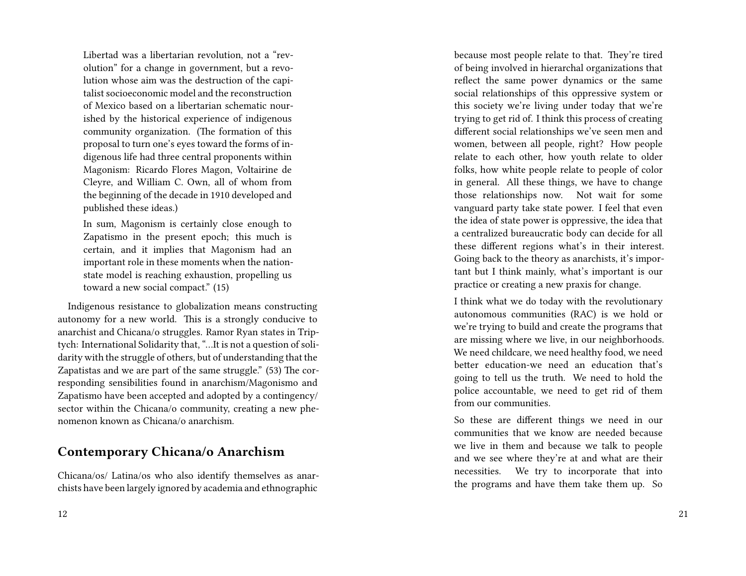Libertad was a libertarian revolution, not a "revolution" for a change in government, but a revolution whose aim was the destruction of the capitalist socioeconomic model and the reconstruction of Mexico based on a libertarian schematic nourished by the historical experience of indigenous community organization. (The formation of this proposal to turn one's eyes toward the forms of indigenous life had three central proponents within Magonism: Ricardo Flores Magon, Voltairine de Cleyre, and William C. Own, all of whom from the beginning of the decade in 1910 developed and published these ideas.)

In sum, Magonism is certainly close enough to Zapatismo in the present epoch; this much is certain, and it implies that Magonism had an important role in these moments when the nation-state model is reaching exhaustion, propelling us toward a new social compact." (15)

Indigenous resistance to globalization means constructing autonomy for a new world. This is a strongly conducive to anarchist and Chicana/o struggles. Ramor Ryan states in Triptych: International Solidarity that, "…It is not a question of solidarity with the struggle of others, but of understanding that the Zapatistas and we are part of the same struggle." (53) The corresponding sensibilities found in anarchism/Magonismo and Zapatismo have been accepted and adopted by a contingency/sector within the Chicana/o community, creating a new phenomenon known as Chicana/o anarchism.

## Contemporary Chicana/o Anarchism

Chicana/os/ Latina/os who also identify themselves as anarchists have been largely ignored by academia and ethnographic

because most people relate to that. They're tired of being involved in hierarchal organizations that reflect the same power dynamics or the same social relationships of this oppressive system or this society we're living under today that we're trying to get rid of. I think this process of creating different social relationships we've seen men and women, between all people, right? How people relate to each other, how youth relate to older folks, how white people relate to people of color in general. All these things, we have to change those relationships now. Not wait for some vanguard party take state power. I feel that even the idea of state power is oppressive, the idea that a centralized bureaucratic body can decide for all these different regions what's in their interest. Going back to the theory as anarchists, it's important but I think mainly, what's important is our practice or creating a new praxis for change.

I think what we do today with the revolutionary autonomous communities (RAC) is we hold or we're trying to build and create the programs that are missing where we live, in our neighborhoods. We need childcare, we need healthy food, we need better education-we need an education that's going to tell us the truth. We need to hold the police accountable, we need to get rid of them from our communities.

So these are different things we need in our communities that we know are needed because we live in them and because we talk to people and we see where they're at and what are their necessities. We try to incorporate that into the programs and have them take them up. So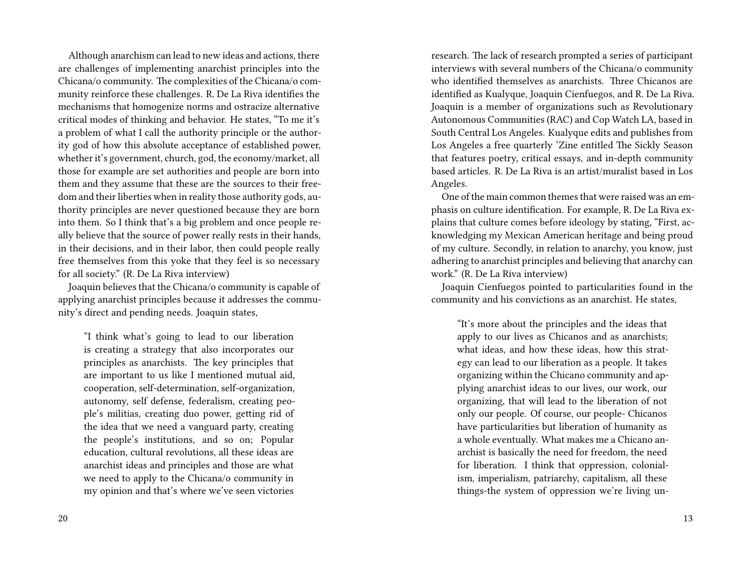Although anarchism can lead to new ideas and actions, there are challenges of implementing anarchist principles into the Chicana/o community. The complexities of the Chicana/o community reinforce these challenges. R. De La Riva identifies the mechanisms that homogenize norms and ostracize alternative critical modes of thinking and behavior. He states, "To me it's a problem of what I call the authority principle or the authority god of how this absolute acceptance of established power, whether it's government, church, god, the economy/market, all those for example are set authorities and people are born into them and they assume that these are the sources to their freedom and their liberties when in reality those authority gods, authority principles are never questioned because they are born into them. So I think that's a big problem and once people really believe that the source of power really rests in their hands, in their decisions, and in their labor, then could people really free themselves from this yoke that they feel is so necessary for all society." (R. De La Riva interview)

Joaquin believes that the Chicana/o community is capable of applying anarchist principles because it addresses the community's direct and pending needs. Joaquin states,

> "I think what's going to lead to our liberation is creating a strategy that also incorporates our principles as anarchists. The key principles that are important to us like I mentioned mutual aid, cooperation, self-determination, self-organization, autonomy, self defense, federalism, creating people's militias, creating duo power, getting rid of the idea that we need a vanguard party, creating the people's institutions, and so on; Popular education, cultural revolutions, all these ideas are anarchist ideas and principles and those are what we need to apply to the Chicana/o community in my opinion and that's where we've seen victories

research. The lack of research prompted a series of participant interviews with several numbers of the Chicana/o community who identified themselves as anarchists. Three Chicanos are identified as Kualyque, Joaquin Cienfuegos, and R. De La Riva. Joaquin is a member of organizations such as Revolutionary Autonomous Communities (RAC) and Cop Watch LA, based in South Central Los Angeles. Kualyque edits and publishes from Los Angeles a free quarterly 'Zine entitled The Sickly Season that features poetry, critical essays, and in-depth community based articles. R. De La Riva is an artist/muralist based in Los Angeles.

One of the main common themes that were raised was an emphasis on culture identification. For example, R. De La Riva explains that culture comes before ideology by stating, "First, acknowledging my Mexican American heritage and being proud of my culture. Secondly, in relation to anarchy, you know, just adhering to anarchist principles and believing that anarchy can work." (R. De La Riva interview)

Joaquin Cienfuegos pointed to particularities found in the community and his convictions as an anarchist. He states,

> "It's more about the principles and the ideas that apply to our lives as Chicanos and as anarchists; what ideas, and how these ideas, how this strategy can lead to our liberation as a people. It takes organizing within the Chicano community and applying anarchist ideas to our lives, our work, our organizing, that will lead to the liberation of not only our people. Of course, our people- Chicanos have particularities but liberation of humanity as a whole eventually. What makes me a Chicano anarchist is basically the need for freedom, the need for liberation. I think that oppression, colonialism, imperialism, patriarchy, capitalism, all these things-the system of oppression we're living un-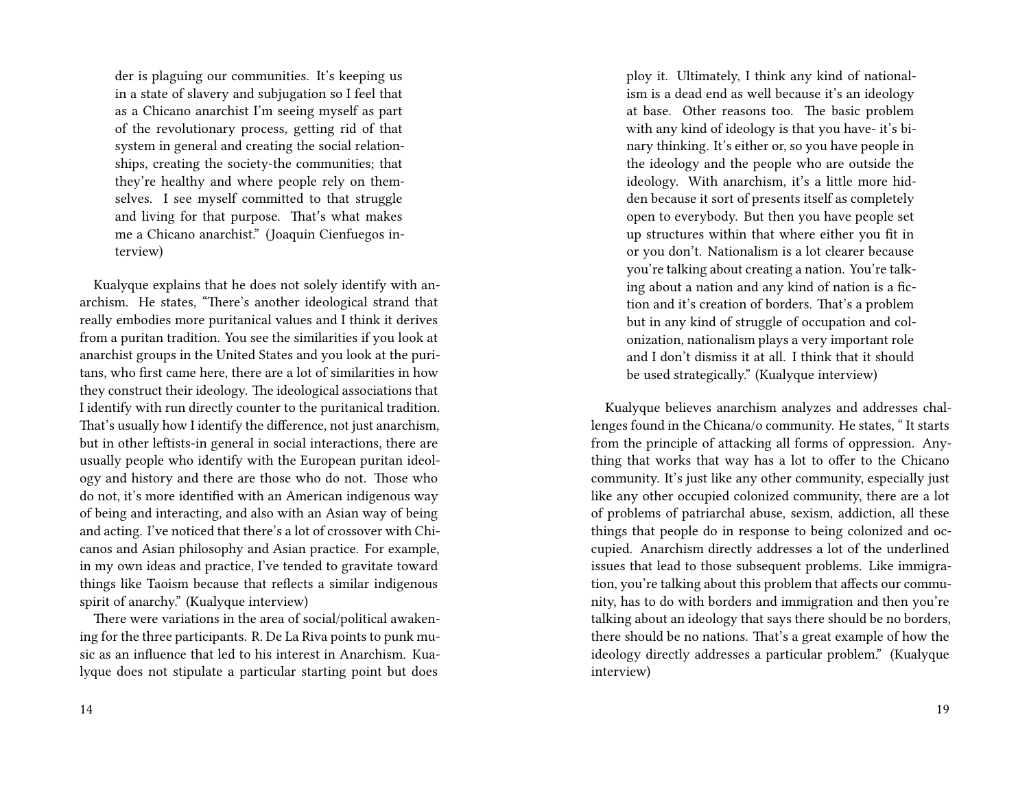der is plaguing our communities. It's keeping us in a state of slavery and subjugation so I feel that as a Chicano anarchist I'm seeing myself as part of the revolutionary process, getting rid of that system in general and creating the social relationships, creating the society-the communities; that they're healthy and where people rely on themselves. I see myself committed to that struggle and living for that purpose. That's what makes me a Chicano anarchist." (Joaquin Cienfuegos interview)

Kualyque explains that he does not solely identify with anarchism. He states, "There's another ideological strand that really embodies more puritanical values and I think it derives from a puritan tradition. You see the similarities if you look at anarchist groups in the United States and you look at the puritans, who first came here, there are a lot of similarities in how they construct their ideology. The ideological associations that I identify with run directly counter to the puritanical tradition. That's usually how I identify the difference, not just anarchism, but in other leftists-in general in social interactions, there are usually people who identify with the European puritan ideology and history and there are those who do not. Those who do not, it's more identified with an American indigenous way of being and interacting, and also with an Asian way of being and acting. I've noticed that there's a lot of crossover with Chicanos and Asian philosophy and Asian practice. For example, in my own ideas and practice, I've tended to gravitate toward things like Taoism because that reflects a similar indigenous spirit of anarchy." (Kualyque interview)

There were variations in the area of social/political awakening for the three participants. R. De La Riva points to punk music as an influence that led to his interest in Anarchism. Kualyque does not stipulate a particular starting point but does

ploy it. Ultimately, I think any kind of nationalism is a dead end as well because it's an ideology at base. Other reasons too. The basic problem with any kind of ideology is that you have- it's binary thinking. It's either or, so you have people in the ideology and the people who are outside the ideology. With anarchism, it's a little more hidden because it sort of presents itself as completely open to everybody. But then you have people set up structures within that where either you fit in or you don't. Nationalism is a lot clearer because you're talking about creating a nation. You're talking about a nation and any kind of nation is a fiction and it's creation of borders. That's a problem but in any kind of struggle of occupation and colonization, nationalism plays a very important role and I don't dismiss it at all. I think that it should be used strategically." (Kualyque interview)

Kualyque believes anarchism analyzes and addresses challenges found in the Chicana/o community. He states, " It starts from the principle of attacking all forms of oppression. Anything that works that way has a lot to offer to the Chicano community. It's just like any other community, especially just like any other occupied colonized community, there are a lot of problems of patriarchal abuse, sexism, addiction, all these things that people do in response to being colonized and occupied. Anarchism directly addresses a lot of the underlined issues that lead to those subsequent problems. Like immigration, you're talking about this problem that affects our community, has to do with borders and immigration and then you're talking about an ideology that says there should be no borders, there should be no nations. That's a great example of how the ideology directly addresses a particular problem." (Kualyque interview)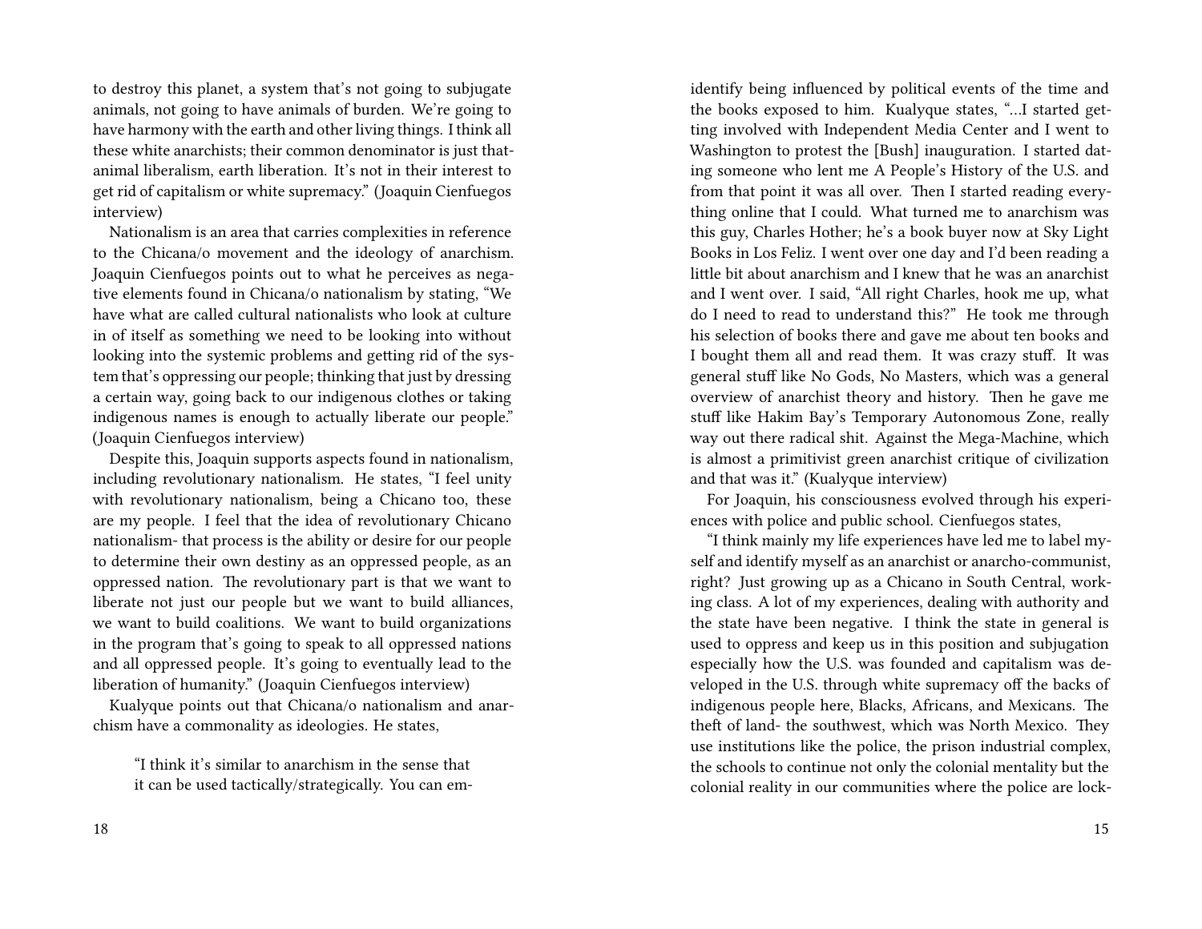to destroy this planet, a system that's not going to subjugate animals, not going to have animals of burden. We're going to have harmony with the earth and other living things. I think all these white anarchists; their common denominator is just that- animal liberalism, earth liberation. It's not in their interest to get rid of capitalism or white supremacy." (Joaquin Cienfuegos interview)

Nationalism is an area that carries complexities in reference to the Chicana/o movement and the ideology of anarchism. Joaquin Cienfuegos points out to what he perceives as negative elements found in Chicana/o nationalism by stating, "We have what are called cultural nationalists who look at culture in of itself as something we need to be looking into without looking into the systemic problems and getting rid of the system that's oppressing our people; thinking that just by dressing a certain way, going back to our indigenous clothes or taking indigenous names is enough to actually liberate our people." (Joaquin Cienfuegos interview)

Despite this, Joaquin supports aspects found in nationalism, including revolutionary nationalism. He states, "I feel unity with revolutionary nationalism, being a Chicano too, these are my people. I feel that the idea of revolutionary Chicano nationalism- that process is the ability or desire for our people to determine their own destiny as an oppressed people, as an oppressed nation. The revolutionary part is that we want to liberate not just our people but we want to build alliances, we want to build coalitions. We want to build organizations in the program that's going to speak to all oppressed nations and all oppressed people. It's going to eventually lead to the liberation of humanity." (Joaquin Cienfuegos interview)

Kualyque points out that Chicana/o nationalism and anarchism have a commonality as ideologies. He states,

> "I think it's similar to anarchism in the sense that it can be used tactically/strategically. You can em-

identify being influenced by political events of the time and the books exposed to him. Kualyque states, "…I started getting involved with Independent Media Center and I went to Washington to protest the [Bush] inauguration. I started dating someone who lent me A People's History of the U.S. and from that point it was all over. Then I started reading everything online that I could. What turned me to anarchism was this guy, Charles Hother; he's a book buyer now at Sky Light Books in Los Feliz. I went over one day and I'd been reading a little bit about anarchism and I knew that he was an anarchist and I went over. I said, "All right Charles, hook me up, what do I need to read to understand this?" He took me through his selection of books there and gave me about ten books and I bought them all and read them. It was crazy stuff. It was general stuff like No Gods, No Masters, which was a general overview of anarchist theory and history. Then he gave me stuff like Hakim Bay's Temporary Autonomous Zone, really way out there radical shit. Against the Mega-Machine, which is almost a primitivist green anarchist critique of civilization and that was it." (Kualyque interview)

For Joaquin, his consciousness evolved through his experiences with police and public school. Cienfuegos states,

"I think mainly my life experiences have led me to label myself and identify myself as an anarchist or anarcho-communist, right? Just growing up as a Chicano in South Central, working class. A lot of my experiences, dealing with authority and the state have been negative. I think the state in general is used to oppress and keep us in this position and subjugation especially how the U.S. was founded and capitalism was developed in the U.S. through white supremacy off the backs of indigenous people here, Blacks, Africans, and Mexicans. The theft of land- the southwest, which was North Mexico. They use institutions like the police, the prison industrial complex, the schools to continue not only the colonial mentality but the colonial reality in our communities where the police are lock-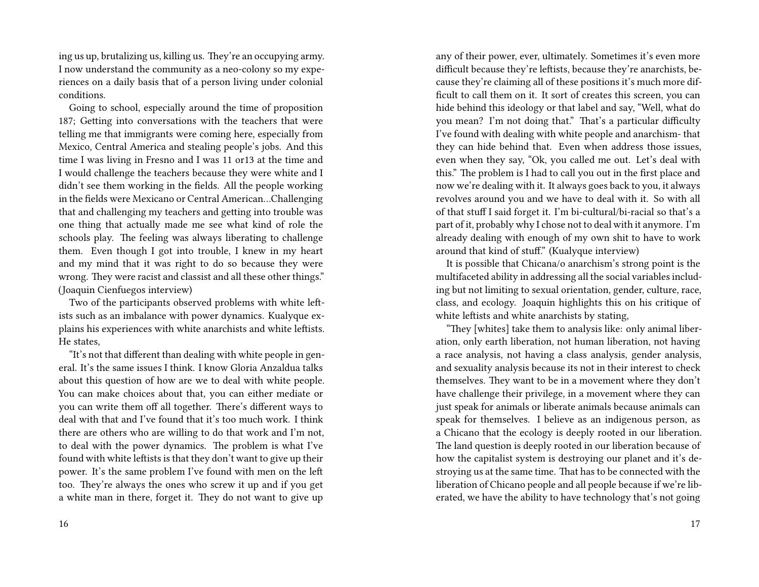ing us up, brutalizing us, killing us. They're an occupying army. I now understand the community as a neo-colony so my experiences on a daily basis that of a person living under colonial conditions.

Going to school, especially around the time of proposition 187; Getting into conversations with the teachers that were telling me that immigrants were coming here, especially from Mexico, Central America and stealing people's jobs. And this time I was living in Fresno and I was 11 or13 at the time and I would challenge the teachers because they were white and I didn't see them working in the fields. All the people working in the fields were Mexicano or Central American…Challenging that and challenging my teachers and getting into trouble was one thing that actually made me see what kind of role the schools play. The feeling was always liberating to challenge them. Even though I got into trouble, I knew in my heart and my mind that it was right to do so because they were wrong. They were racist and classist and all these other things." (Joaquin Cienfuegos interview)

Two of the participants observed problems with white leftists such as an imbalance with power dynamics. Kualyque explains his experiences with white anarchists and white leftists. He states,

"It's not that different than dealing with white people in general. It's the same issues I think. I know Gloria Anzaldua talks about this question of how are we to deal with white people. You can make choices about that, you can either mediate or you can write them off all together. There's different ways to deal with that and I've found that it's too much work. I think there are others who are willing to do that work and I'm not, to deal with the power dynamics. The problem is what I've found with white leftists is that they don't want to give up their power. It's the same problem I've found with men on the left too. They're always the ones who screw it up and if you get a white man in there, forget it. They do not want to give up any of their power, ever, ultimately. Sometimes it's even more difficult because they're leftists, because they're anarchists, because they're claiming all of these positions it's much more difficult to call them on it. It sort of creates this screen, you can hide behind this ideology or that label and say, "Well, what do you mean? I'm not doing that." That's a particular difficulty I've found with dealing with white people and anarchism- that they can hide behind that. Even when address those issues, even when they say, "Ok, you called me out. Let's deal with this." The problem is I had to call you out in the first place and now we're dealing with it. It always goes back to you, it always revolves around you and we have to deal with it. So with all of that stuff I said forget it. I'm bi-cultural/bi-racial so that's a part of it, probably why I chose not to deal with it anymore. I'm already dealing with enough of my own shit to have to work around that kind of stuff." (Kualyque interview)

It is possible that Chicana/o anarchism's strong point is the multifaceted ability in addressing all the social variables including but not limiting to sexual orientation, gender, culture, race, class, and ecology. Joaquin highlights this on his critique of white leftists and white anarchists by stating,

"They [whites] take them to analysis like: only animal liberation, only earth liberation, not human liberation, not having a race analysis, not having a class analysis, gender analysis, and sexuality analysis because its not in their interest to check themselves. They want to be in a movement where they don't have challenge their privilege, in a movement where they can just speak for animals or liberate animals because animals can speak for themselves. I believe as an indigenous person, as a Chicano that the ecology is deeply rooted in our liberation. The land question is deeply rooted in our liberation because of how the capitalist system is destroying our planet and it's destroying us at the same time. That has to be connected with the liberation of Chicano people and all people because if we're liberated, we have the ability to have technology that's not going